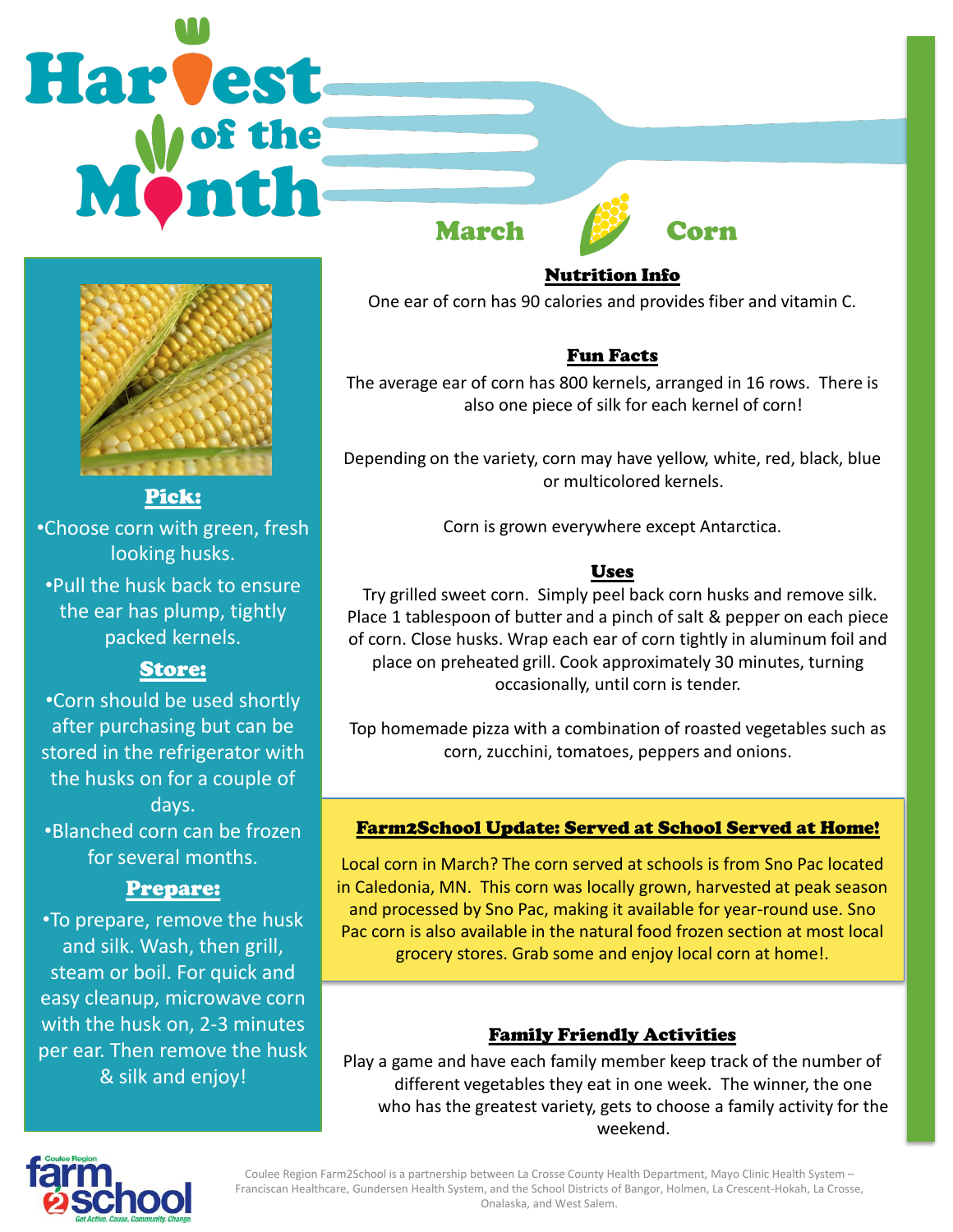# Harvest of the Month

## March — Corn

### Pick:

- Choose corn with green, fresh looking husks.
- Pull the husk back to ensure the ear has plump, tightly packed kernels.

### Store:

- Corn should be used shortly after purchasing but can be stored in the refrigerator with the husks on for a couple of days.
- Blanched corn can be frozen for several months.

### Prepare:

- To prepare, remove the husk and silk. Wash, then grill, steam or boil. For quick and easy cleanup, microwave corn with the husk on, 2-3 minutes per ear. Then remove the husk & silk and enjoy!

### Nutrition Info

One ear of corn has 90 calories and provides fiber and vitamin C.

### Fun Facts

The average ear of corn has 800 kernels, arranged in 16 rows. There is also one piece of silk for each kernel of corn!

Depending on the variety, corn may have yellow, white, red, black, blue or multicolored kernels.

Corn is grown everywhere except Antarctica.

### Uses

Try grilled sweet corn. Simply peel back corn husks and remove silk. Place 1 tablespoon of butter and a pinch of salt & pepper on each piece of corn. Close husks. Wrap each ear of corn tightly in aluminum foil and place on preheated grill. Cook approximately 30 minutes, turning occasionally, until corn is tender.

Top homemade pizza with a combination of roasted vegetables such as corn, zucchini, tomatoes, peppers and onions.

### Farm2School Update: Served at School Served at Home!

Local corn in March? The corn served at schools is from Sno Pac located in Caledonia, MN. This corn was locally grown, harvested at peak season and processed by Sno Pac, making it available for year-round use. Sno Pac corn is also available in the natural food frozen section at most local grocery stores. Grab some and enjoy local corn at home!.

### Family Friendly Activities

Play a game and have each family member keep track of the number of different vegetables they eat in one week. The winner, the one who has the greatest variety, gets to choose a family activity for the weekend.

Coulee Region farm2school — Get Active. Cause. Community. Change.

Coulee Region Farm2School is a partnership between La Crosse County Health Department, Mayo Clinic Health System – Franciscan Healthcare, Gundersen Health System, and the School Districts of Bangor, Holmen, La Crescent-Hokah, La Crosse, Onalaska, and West Salem.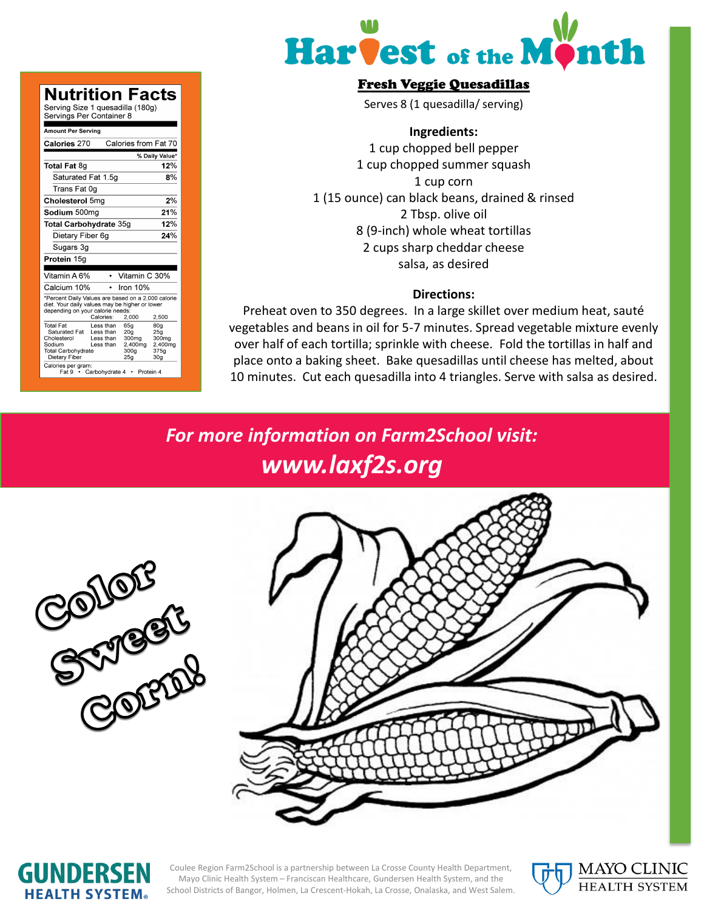# Harvest of the Month

## Fresh Veggie Quesadillas

Serves 8 (1 quesadilla/ serving)

**Ingredients:**

1 cup chopped bell pepper
1 cup chopped summer squash
1 cup corn
1 (15 ounce) can black beans, drained & rinsed
2 Tbsp. olive oil
8 (9-inch) whole wheat tortillas
2 cups sharp cheddar cheese
salsa, as desired

**Directions:**

Preheat oven to 350 degrees. In a large skillet over medium heat, sauté vegetables and beans in oil for 5-7 minutes. Spread vegetable mixture evenly over half of each tortilla; sprinkle with cheese. Fold the tortillas in half and place onto a baking sheet. Bake quesadillas until cheese has melted, about 10 minutes. Cut each quesadilla into 4 triangles. Serve with salsa as desired.

## Nutrition Facts

Serving Size 1 quesadilla (180g)
Servings Per Container 8

| Amount Per Serving | |
|---|---|
| **Calories** 270 | Calories from Fat 70 |
| | % Daily Value* |
| **Total Fat** 8g | 12% |
| Saturated Fat 1.5g | 8% |
| Trans Fat 0g | |
| **Cholesterol** 5mg | 2% |
| **Sodium** 500mg | 21% |
| **Total Carbohydrate** 35g | 12% |
| Dietary Fiber 6g | 24% |
| Sugars 3g | |
| **Protein** 15g | |

Vitamin A 6% • Vitamin C 30%
Calcium 10% • Iron 10%

*Percent Daily Values are based on a 2,000 calorie diet. Your daily values may be higher or lower depending on your calorie needs:

| | Calories: | 2,000 | 2,500 |
|---|---|---|---|
| Total Fat | Less than | 65g | 80g |
| Saturated Fat | Less than | 20g | 25g |
| Cholesterol | Less than | 300mg | 300mg |
| Sodium | Less than | 2,400mg | 2,400mg |
| Total Carbohydrate | | 300g | 375g |
| Dietary Fiber | | 25g | 30g |

Calories per gram:
Fat 9 • Carbohydrate 4 • Protein 4

***For more information on Farm2School visit:***
***www.laxf2s.org***

**Color Sweet Corn!**

GUNDERSEN HEALTH SYSTEM®

Coulee Region Farm2School is a partnership between La Crosse County Health Department, Mayo Clinic Health System – Franciscan Healthcare, Gundersen Health System, and the School Districts of Bangor, Holmen, La Crescent-Hokah, La Crosse, Onalaska, and West Salem.

MAYO CLINIC HEALTH SYSTEM